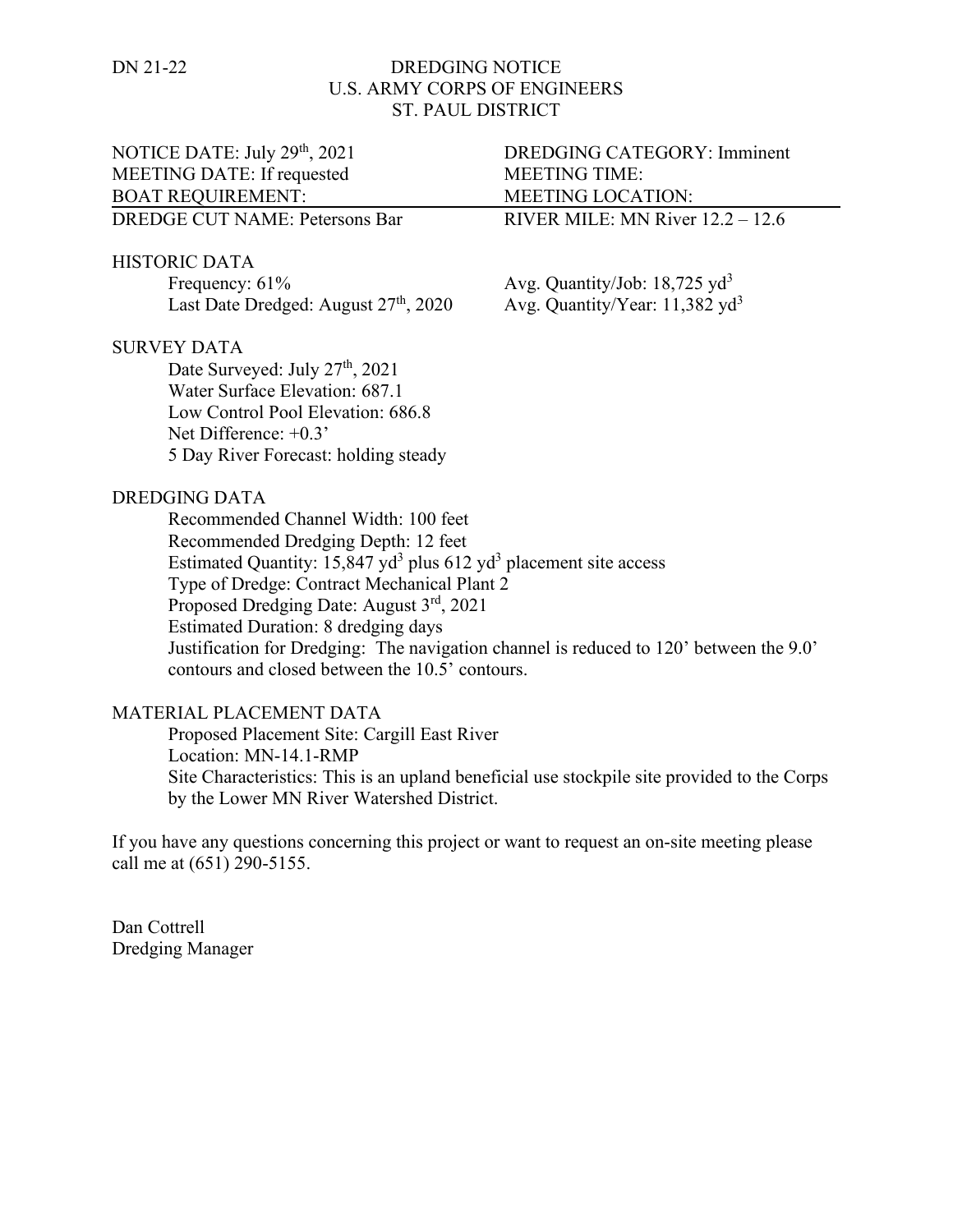DN 21-22

# DREDGING NOTICE
## U.S. ARMY CORPS OF ENGINEERS
## ST. PAUL DISTRICT

| | |
|---|---|
| NOTICE DATE: July 29th, 2021 | DREDGING CATEGORY: Imminent |
| MEETING DATE: If requested | MEETING TIME: |
| BOAT REQUIREMENT: | MEETING LOCATION: |
| DREDGE CUT NAME: Petersons Bar | RIVER MILE: MN River 12.2 – 12.6 |

HISTORIC DATA

| | |
|---|---|
| Frequency: 61% | Avg. Quantity/Job: 18,725 $yd^3$ |
| Last Date Dredged: August 27th, 2020 | Avg. Quantity/Year: 11,382 $yd^3$ |

SURVEY DATA

- Date Surveyed: July 27th, 2021
- Water Surface Elevation: 687.1
- Low Control Pool Elevation: 686.8
- Net Difference: +0.3'
- 5 Day River Forecast: holding steady

DREDGING DATA

- Recommended Channel Width: 100 feet
- Recommended Dredging Depth: 12 feet
- Estimated Quantity: 15,847 $yd^3$ plus 612 $yd^3$ placement site access
- Type of Dredge: Contract Mechanical Plant 2
- Proposed Dredging Date: August 3rd, 2021
- Estimated Duration: 8 dredging days
- Justification for Dredging: The navigation channel is reduced to 120' between the 9.0' contours and closed between the 10.5' contours.

MATERIAL PLACEMENT DATA

- Proposed Placement Site: Cargill East River
- Location: MN-14.1-RMP
- Site Characteristics: This is an upland beneficial use stockpile site provided to the Corps by the Lower MN River Watershed District.

If you have any questions concerning this project or want to request an on-site meeting please call me at (651) 290-5155.

Dan Cottrell
Dredging Manager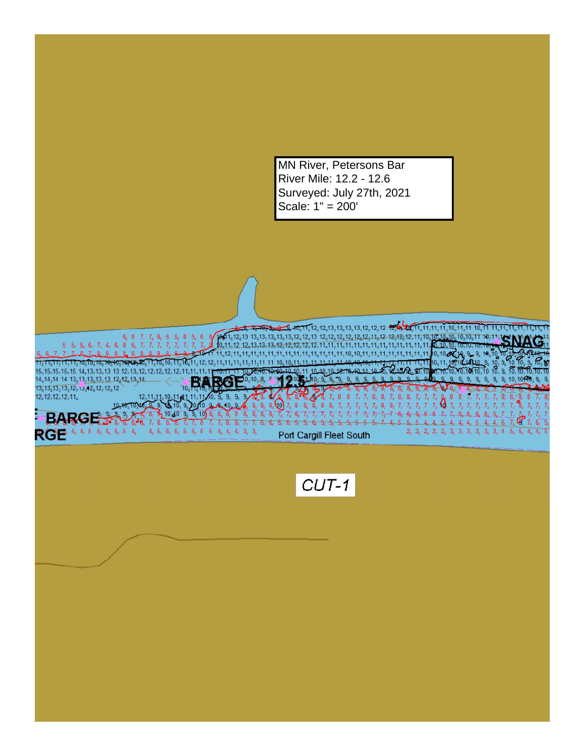MN River, Petersons Bar
River Mile: 12.2 - 12.6
Surveyed: July 27th, 2021
Scale: 1" = 200'

SNAG

BARGE

12.5

BARGE

RGE

Port Cargill Fleet South

CUT-1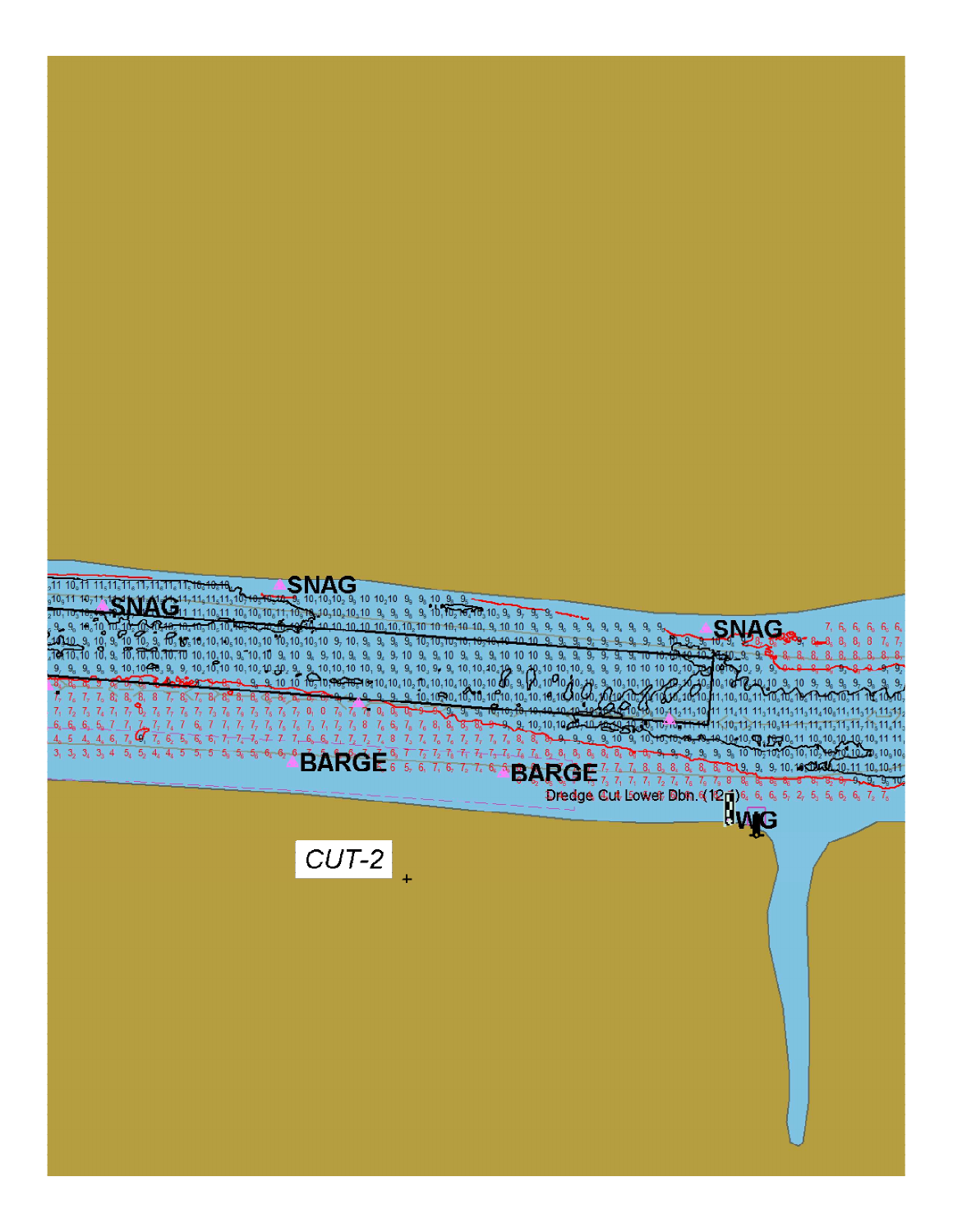SNAG

SNAG

SNAG

BARGE

BARGE

Dredge Cut Lower Dbn. (12')

WG

CUT-2